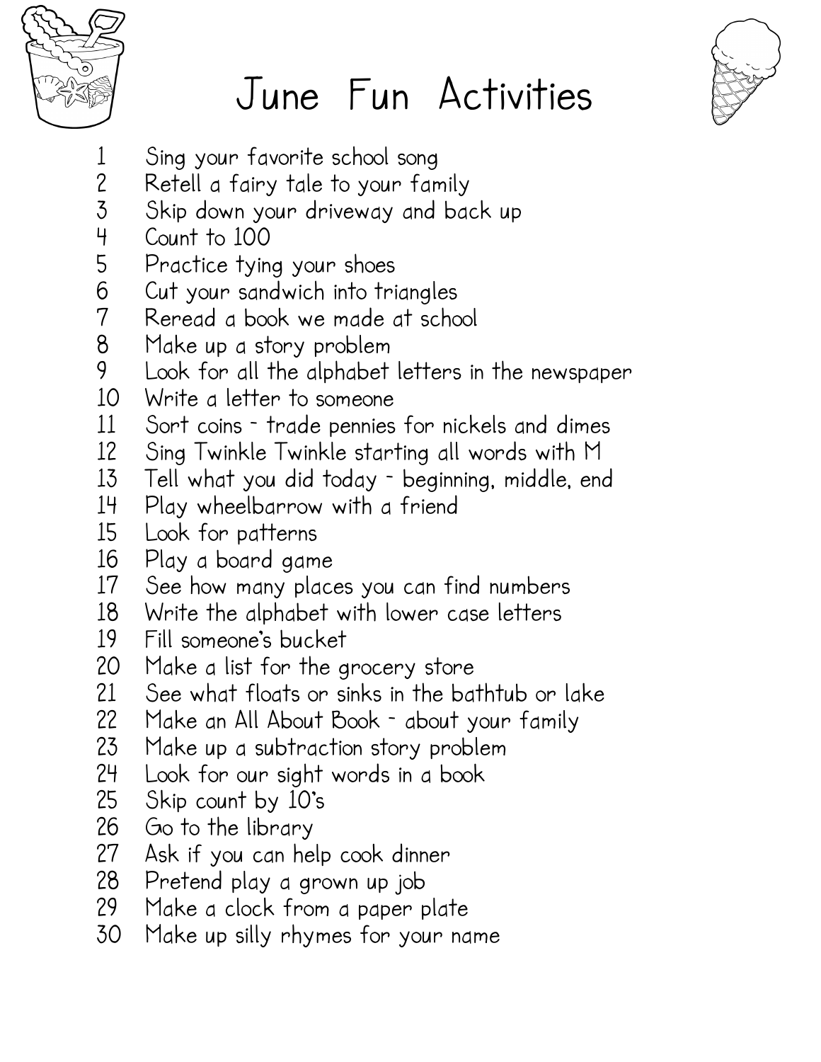# June Fun Activities

1. Sing your favorite school song
2. Retell a fairy tale to your family
3. Skip down your driveway and back up
4. Count to 100
5. Practice tying your shoes
6. Cut your sandwich into triangles
7. Reread a book we made at school
8. Make up a story problem
9. Look for all the alphabet letters in the newspaper
10. Write a letter to someone
11. Sort coins - trade pennies for nickels and dimes
12. Sing Twinkle Twinkle starting all words with M
13. Tell what you did today - beginning, middle, end
14. Play wheelbarrow with a friend
15. Look for patterns
16. Play a board game
17. See how many places you can find numbers
18. Write the alphabet with lower case letters
19. Fill someone's bucket
20. Make a list for the grocery store
21. See what floats or sinks in the bathtub or lake
22. Make an All About Book - about your family
23. Make up a subtraction story problem
24. Look for our sight words in a book
25. Skip count by 10's
26. Go to the library
27. Ask if you can help cook dinner
28. Pretend play a grown up job
29. Make a clock from a paper plate
30. Make up silly rhymes for your name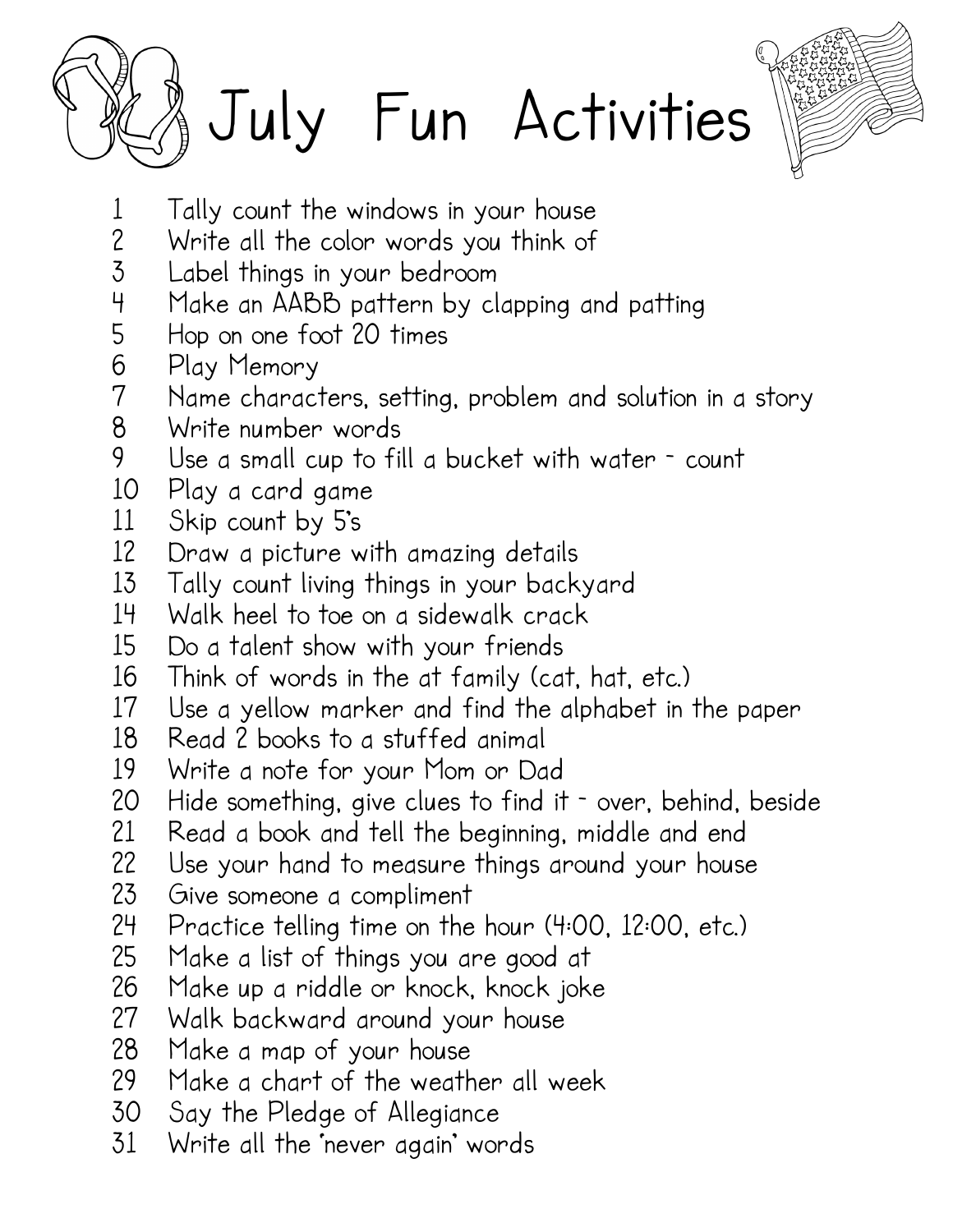# July Fun Activities

1. Tally count the windows in your house
2. Write all the color words you think of
3. Label things in your bedroom
4. Make an AABB pattern by clapping and patting
5. Hop on one foot 20 times
6. Play Memory
7. Name characters, setting, problem and solution in a story
8. Write number words
9. Use a small cup to fill a bucket with water - count
10. Play a card game
11. Skip count by 5's
12. Draw a picture with amazing details
13. Tally count living things in your backyard
14. Walk heel to toe on a sidewalk crack
15. Do a talent show with your friends
16. Think of words in the at family (cat, hat, etc.)
17. Use a yellow marker and find the alphabet in the paper
18. Read 2 books to a stuffed animal
19. Write a note for your Mom or Dad
20. Hide something, give clues to find it - over, behind, beside
21. Read a book and tell the beginning, middle and end
22. Use your hand to measure things around your house
23. Give someone a compliment
24. Practice telling time on the hour (4:00, 12:00, etc.)
25. Make a list of things you are good at
26. Make up a riddle or knock, knock joke
27. Walk backward around your house
28. Make a map of your house
29. Make a chart of the weather all week
30. Say the Pledge of Allegiance
31. Write all the 'never again' words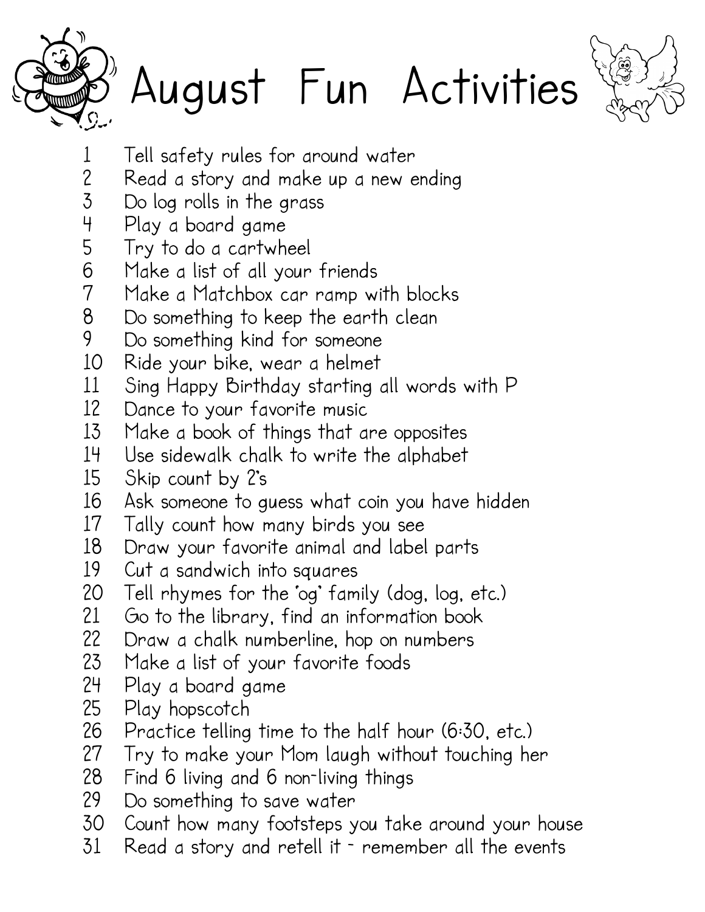# August Fun Activities

1. Tell safety rules for around water
2. Read a story and make up a new ending
3. Do log rolls in the grass
4. Play a board game
5. Try to do a cartwheel
6. Make a list of all your friends
7. Make a Matchbox car ramp with blocks
8. Do something to keep the earth clean
9. Do something kind for someone
10. Ride your bike, wear a helmet
11. Sing Happy Birthday starting all words with P
12. Dance to your favorite music
13. Make a book of things that are opposites
14. Use sidewalk chalk to write the alphabet
15. Skip count by 2's
16. Ask someone to guess what coin you have hidden
17. Tally count how many birds you see
18. Draw your favorite animal and label parts
19. Cut a sandwich into squares
20. Tell rhymes for the "og" family (dog, log, etc.)
21. Go to the library, find an information book
22. Draw a chalk numberline, hop on numbers
23. Make a list of your favorite foods
24. Play a board game
25. Play hopscotch
26. Practice telling time to the half hour (6:30, etc.)
27. Try to make your Mom laugh without touching her
28. Find 6 living and 6 non-living things
29. Do something to save water
30. Count how many footsteps you take around your house
31. Read a story and retell it - remember all the events